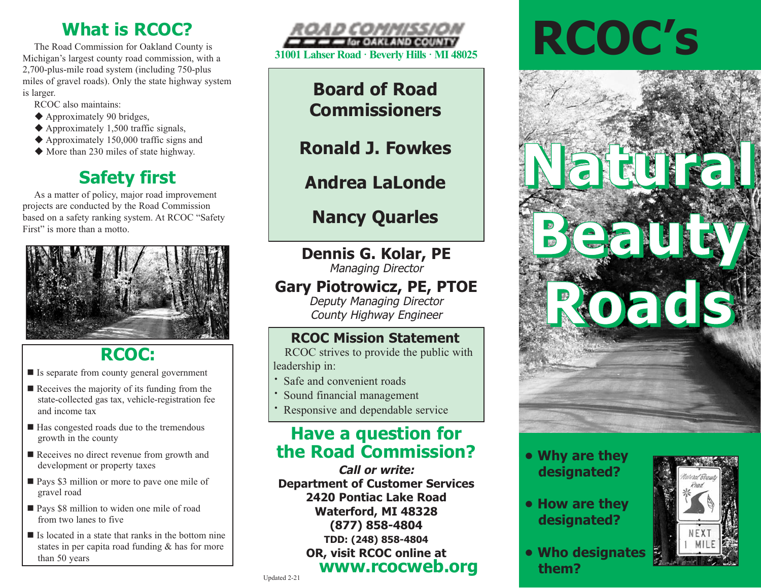## What is RCOC?

The Road Commission for Oakland County is Michigan's largest county road commission, with a 2,700-plus-mile road system (including 750-plus miles of gravel roads). Only the state highway system is larger.

RCOC also maintains:

- ◆ Approximately 90 bridges,
- ◆ Approximately 1,500 traffic signals,
- ◆ Approximately 150,000 traffic signs and
- ◆ More than 230 miles of state highway.

## Safety first

As a matter of policy, major road improvement projects are conducted by the Road Commission based on a safety ranking system. At RCOC "Safety First" is more than a motto.

## RCOC:

- Is separate from county general government
- Receives the majority of its funding from the state-collected gas tax, vehicle-registration fee and income tax
- Has congested roads due to the tremendous growth in the county
- Receives no direct revenue from growth and development or property taxes
- Pays $3 million or more to pave one mile of gravel road
- Pays $8 million to widen one mile of road from two lanes to five
- Is located in a state that ranks in the bottom nine states in per capita road funding & has for more than 50 years

**ROAD COMMISSION for OAKLAND COUNTY**

31001 Lahser Road · Beverly Hills · MI 48025

### Board of Road Commissioners

**Ronald J. Fowkes**

**Andrea LaLonde**

**Nancy Quarles**

**Dennis G. Kolar, PE**
*Managing Director*

**Gary Piotrowicz, PE, PTOE**
*Deputy Managing Director*
*County Highway Engineer*

### RCOC Mission Statement

RCOC strives to provide the public with leadership in:

- Safe and convenient roads
- Sound financial management
- Responsive and dependable service

## Have a question for the Road Commission?

***Call or write:***

**Department of Customer Services**
**2420 Pontiac Lake Road**
**Waterford, MI 48328**
**(877) 858-4804**
**TDD: (248) 858-4804**
**OR, visit RCOC online at**
**www.rcocweb.org**

Updated 2-21

# RCOC's Natural Beauty Roads

- **Why are they designated?**
- **How are they designated?**
- **Who designates them?**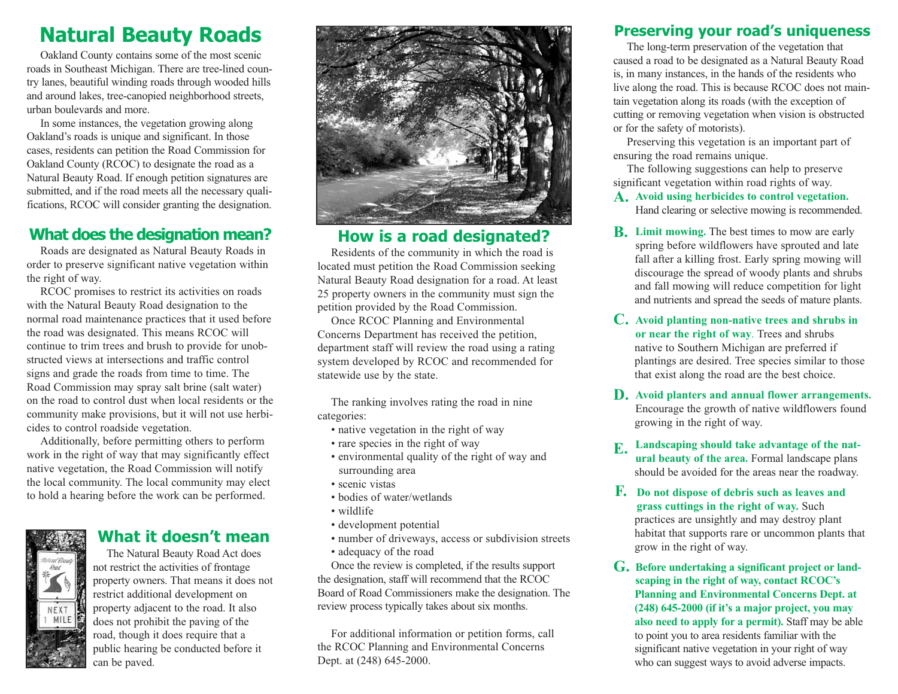# Natural Beauty Roads

Oakland County contains some of the most scenic roads in Southeast Michigan. There are tree-lined country lanes, beautiful winding roads through wooded hills and around lakes, tree-canopied neighborhood streets, urban boulevards and more.

In some instances, the vegetation growing along Oakland's roads is unique and significant. In those cases, residents can petition the Road Commission for Oakland County (RCOC) to designate the road as a Natural Beauty Road. If enough petition signatures are submitted, and if the road meets all the necessary qualifications, RCOC will consider granting the designation.

## What does the designation mean?

Roads are designated as Natural Beauty Roads in order to preserve significant native vegetation within the right of way.

RCOC promises to restrict its activities on roads with the Natural Beauty Road designation to the normal road maintenance practices that it used before the road was designated. This means RCOC will continue to trim trees and brush to provide for unobstructed views at intersections and traffic control signs and grade the roads from time to time. The Road Commission may spray salt brine (salt water) on the road to control dust when local residents or the community make provisions, but it will not use herbicides to control roadside vegetation.

Additionally, before permitting others to perform work in the right of way that may significantly effect native vegetation, the Road Commission will notify the local community. The local community may elect to hold a hearing before the work can be performed.

## What it doesn't mean

The Natural Beauty Road Act does not restrict the activities of frontage property owners. That means it does not restrict additional development on property adjacent to the road. It also does not prohibit the paving of the road, though it does require that a public hearing be conducted before it can be paved.

## How is a road designated?

Residents of the community in which the road is located must petition the Road Commission seeking Natural Beauty Road designation for a road. At least 25 property owners in the community must sign the petition provided by the Road Commission.

Once RCOC Planning and Environmental Concerns Department has received the petition, department staff will review the road using a rating system developed by RCOC and recommended for statewide use by the state.

The ranking involves rating the road in nine categories:

- native vegetation in the right of way
- rare species in the right of way
- environmental quality of the right of way and surrounding area
- scenic vistas
- bodies of water/wetlands
- wildlife
- development potential
- number of driveways, access or subdivision streets
- adequacy of the road

Once the review is completed, if the results support the designation, staff will recommend that the RCOC Board of Road Commissioners make the designation. The review process typically takes about six months.

For additional information or petition forms, call the RCOC Planning and Environmental Concerns Dept. at (248) 645-2000.

## Preserving your road's uniqueness

The long-term preservation of the vegetation that caused a road to be designated as a Natural Beauty Road is, in many instances, in the hands of the residents who live along the road. This is because RCOC does not maintain vegetation along its roads (with the exception of cutting or removing vegetation when vision is obstructed or for the safety of motorists).

Preserving this vegetation is an important part of ensuring the road remains unique.

The following suggestions can help to preserve significant vegetation within road rights of way.

**A. Avoid using herbicides to control vegetation.** Hand clearing or selective mowing is recommended.

**B. Limit mowing.** The best times to mow are early spring before wildflowers have sprouted and late fall after a killing frost. Early spring mowing will discourage the spread of woody plants and shrubs and fall mowing will reduce competition for light and nutrients and spread the seeds of mature plants.

**C. Avoid planting non-native trees and shrubs in or near the right of way**. Trees and shrubs native to Southern Michigan are preferred if plantings are desired. Tree species similar to those that exist along the road are the best choice.

**D. Avoid planters and annual flower arrangements.** Encourage the growth of native wildflowers found growing in the right of way.

**E. Landscaping should take advantage of the natural beauty of the area.** Formal landscape plans should be avoided for the areas near the roadway.

**F. Do not dispose of debris such as leaves and grass cuttings in the right of way.** Such practices are unsightly and may destroy plant habitat that supports rare or uncommon plants that grow in the right of way.

**G. Before undertaking a significant project or landscaping in the right of way, contact RCOC's Planning and Environmental Concerns Dept. at (248) 645-2000 (if it's a major project, you may also need to apply for a permit).** Staff may be able to point you to area residents familiar with the significant native vegetation in your right of way who can suggest ways to avoid adverse impacts.